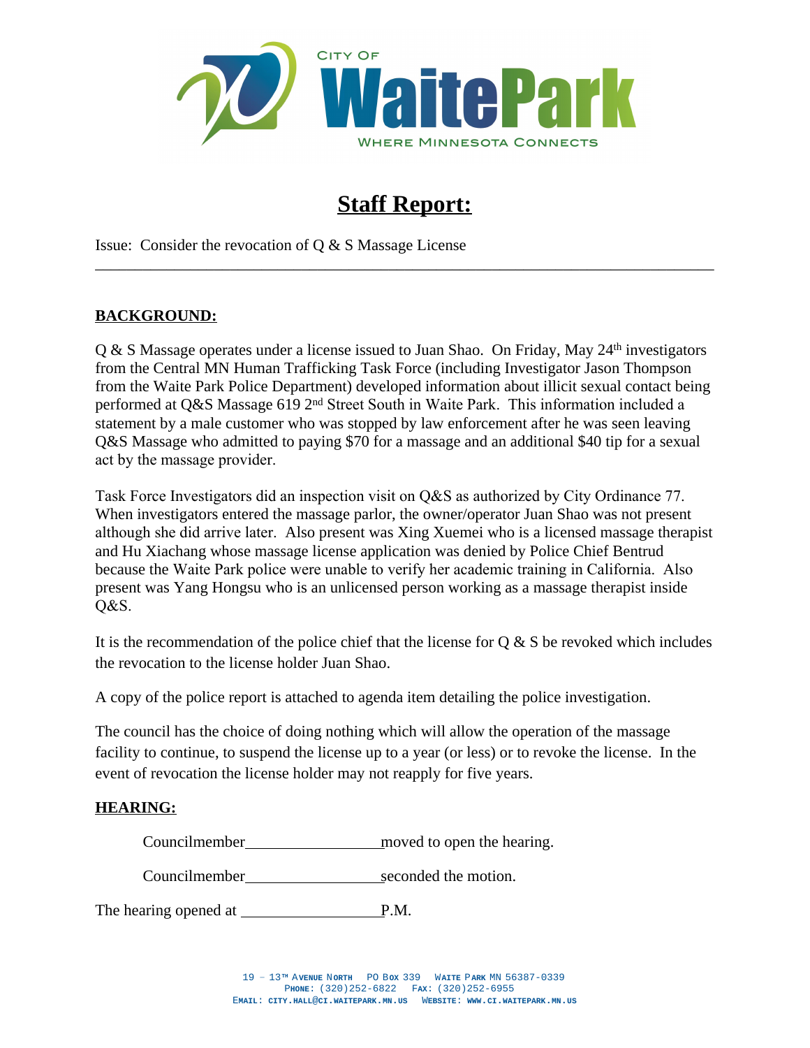# Staff Report:

Issue: Consider the revocation of Q & S Massage License

---

## BACKGROUND:

Q & S Massage operates under a license issued to Juan Shao. On Friday, May 24th investigators from the Central MN Human Trafficking Task Force (including Investigator Jason Thompson from the Waite Park Police Department) developed information about illicit sexual contact being performed at Q&S Massage 619 2nd Street South in Waite Park. This information included a statement by a male customer who was stopped by law enforcement after he was seen leaving Q&S Massage who admitted to paying $70 for a massage and an additional $40 tip for a sexual act by the massage provider.

Task Force Investigators did an inspection visit on Q&S as authorized by City Ordinance 77. When investigators entered the massage parlor, the owner/operator Juan Shao was not present although she did arrive later. Also present was Xing Xuemei who is a licensed massage therapist and Hu Xiachang whose massage license application was denied by Police Chief Bentrud because the Waite Park police were unable to verify her academic training in California. Also present was Yang Hongsu who is an unlicensed person working as a massage therapist inside Q&S.

It is the recommendation of the police chief that the license for Q & S be revoked which includes the revocation to the license holder Juan Shao.

A copy of the police report is attached to agenda item detailing the police investigation.

The council has the choice of doing nothing which will allow the operation of the massage facility to continue, to suspend the license up to a year (or less) or to revoke the license. In the event of revocation the license holder may not reapply for five years.

## HEARING:

Councilmember\_\_\_\_\_\_\_\_\_\_\_\_\_\_\_\_\_\_moved to open the hearing.

Councilmember\_\_\_\_\_\_\_\_\_\_\_\_\_\_\_\_\_\_seconded the motion.

The hearing opened at \_\_\_\_\_\_\_\_\_\_\_\_\_\_\_\_\_\_P.M.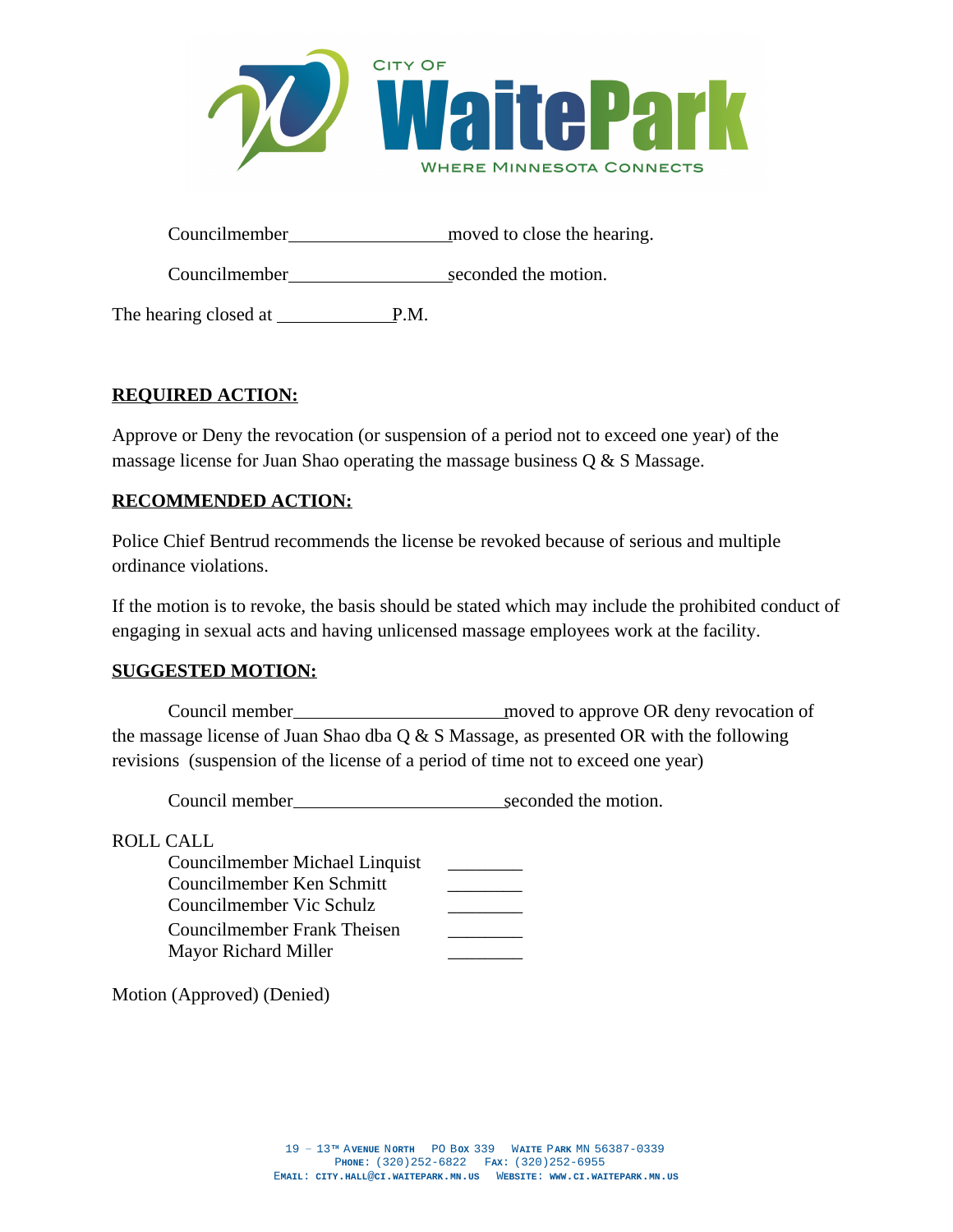Councilmember_________________moved to close the hearing.

Councilmember_________________seconded the motion.

The hearing closed at _____________P.M.

**REQUIRED ACTION:**

Approve or Deny the revocation (or suspension of a period not to exceed one year) of the massage license for Juan Shao operating the massage business Q & S Massage.

**RECOMMENDED ACTION:**

Police Chief Bentrud recommends the license be revoked because of serious and multiple ordinance violations.

If the motion is to revoke, the basis should be stated which may include the prohibited conduct of engaging in sexual acts and having unlicensed massage employees work at the facility.

**SUGGESTED MOTION:**

Council member_______________________moved to approve OR deny revocation of the massage license of Juan Shao dba Q & S Massage, as presented OR with the following revisions (suspension of the license of a period of time not to exceed one year)

Council member_______________________seconded the motion.

ROLL CALL

Councilmember Michael Linquist ________
Councilmember Ken Schmitt ________
Councilmember Vic Schulz ________
Councilmember Frank Theisen ________
Mayor Richard Miller ________

Motion (Approved) (Denied)